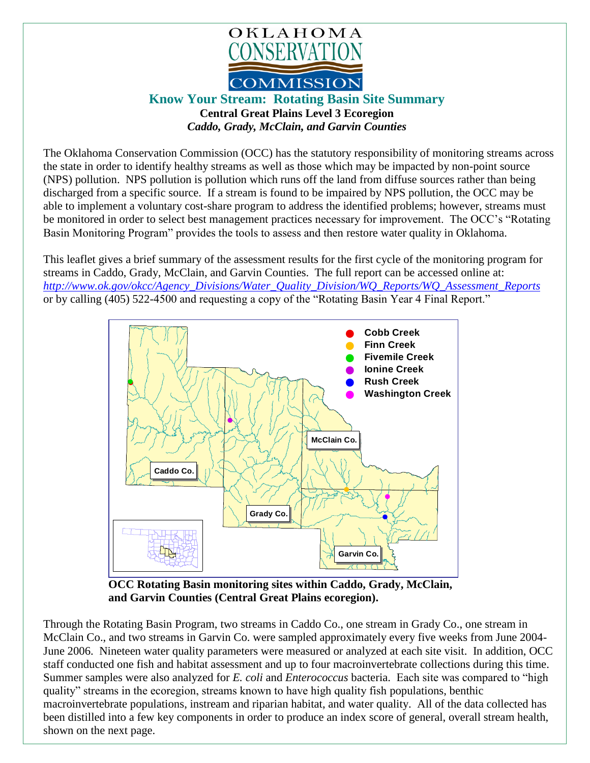OKLAHOMA CONSERVATION COMMISSION

# Know Your Stream: Rotating Basin Site Summary

**Central Great Plains Level 3 Ecoregion**

***Caddo, Grady, McClain, and Garvin Counties***

The Oklahoma Conservation Commission (OCC) has the statutory responsibility of monitoring streams across the state in order to identify healthy streams as well as those which may be impacted by non-point source (NPS) pollution. NPS pollution is pollution which runs off the land from diffuse sources rather than being discharged from a specific source. If a stream is found to be impaired by NPS pollution, the OCC may be able to implement a voluntary cost-share program to address the identified problems; however, streams must be monitored in order to select best management practices necessary for improvement. The OCC's "Rotating Basin Monitoring Program" provides the tools to assess and then restore water quality in Oklahoma.

This leaflet gives a brief summary of the assessment results for the first cycle of the monitoring program for streams in Caddo, Grady, McClain, and Garvin Counties. The full report can be accessed online at: *http://www.ok.gov/okcc/Agency_Divisions/Water_Quality_Division/WQ_Reports/WQ_Assessment_Reports* or by calling (405) 522-4500 and requesting a copy of the "Rotating Basin Year 4 Final Report."

Cobb Creek
Finn Creek
Fivemile Creek
Ionine Creek
Rush Creek
Washington Creek

McClain Co.
Caddo Co.
Grady Co.
Garvin Co.

**OCC Rotating Basin monitoring sites within Caddo, Grady, McClain, and Garvin Counties (Central Great Plains ecoregion).**

Through the Rotating Basin Program, two streams in Caddo Co., one stream in Grady Co., one stream in McClain Co., and two streams in Garvin Co. were sampled approximately every five weeks from June 2004-June 2006. Nineteen water quality parameters were measured or analyzed at each site visit. In addition, OCC staff conducted one fish and habitat assessment and up to four macroinvertebrate collections during this time. Summer samples were also analyzed for *E. coli* and *Enterococcus* bacteria. Each site was compared to "high quality" streams in the ecoregion, streams known to have high quality fish populations, benthic macroinvertebrate populations, instream and riparian habitat, and water quality. All of the data collected has been distilled into a few key components in order to produce an index score of general, overall stream health, shown on the next page.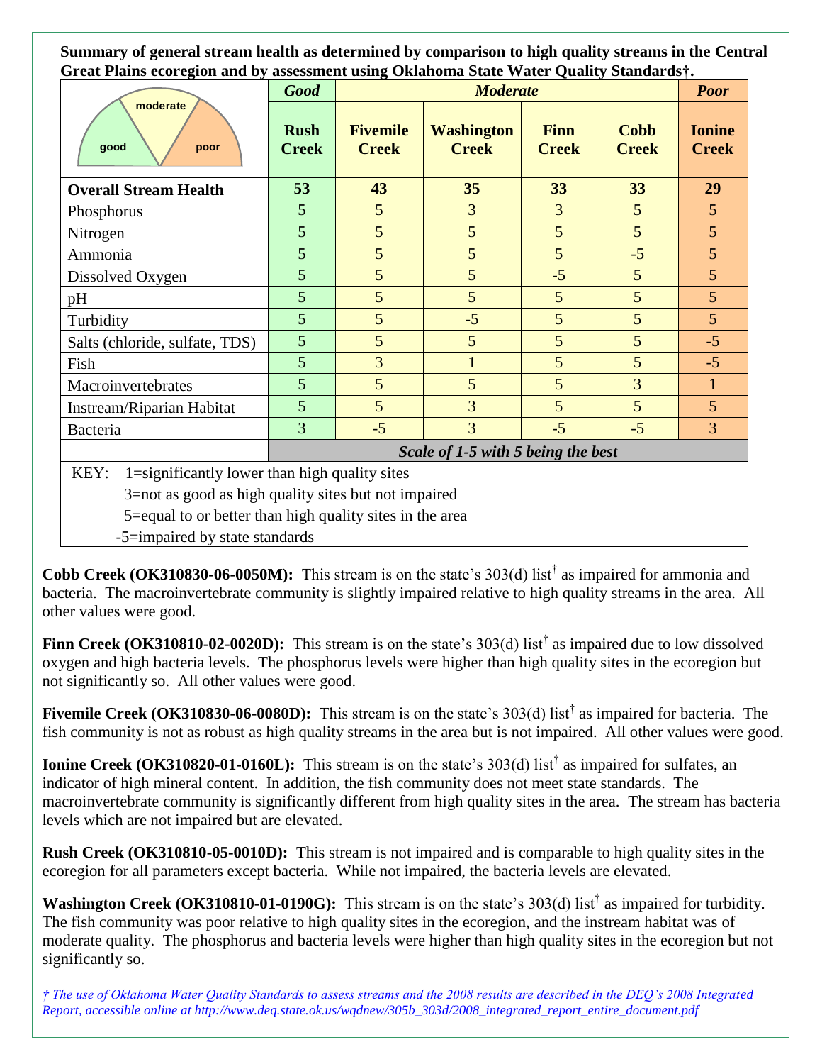**Summary of general stream health as determined by comparison to high quality streams in the Central Great Plains ecoregion and by assessment using Oklahoma State Water Quality Standards†.**

| | *Good* | *Moderate* | | | | *Poor* |
|---|---|---|---|---|---|---|
| | **Rush Creek** | **Fivemile Creek** | **Washington Creek** | **Finn Creek** | **Cobb Creek** | **Ionine Creek** |
| **Overall Stream Health** | **53** | **43** | **35** | **33** | **33** | **29** |
| Phosphorus | 5 | 5 | 3 | 3 | 5 | 5 |
| Nitrogen | 5 | 5 | 5 | 5 | 5 | 5 |
| Ammonia | 5 | 5 | 5 | 5 | -5 | 5 |
| Dissolved Oxygen | 5 | 5 | 5 | -5 | 5 | 5 |
| pH | 5 | 5 | 5 | 5 | 5 | 5 |
| Turbidity | 5 | 5 | -5 | 5 | 5 | 5 |
| Salts (chloride, sulfate, TDS) | 5 | 5 | 5 | 5 | 5 | -5 |
| Fish | 5 | 3 | 1 | 5 | 5 | -5 |
| Macroinvertebrates | 5 | 5 | 5 | 5 | 3 | 1 |
| Instream/Riparian Habitat | 5 | 5 | 3 | 5 | 5 | 5 |
| Bacteria | 3 | -5 | 3 | -5 | -5 | 3 |
| | *Scale of 1-5 with 5 being the best* | | | | | |

KEY: 1=significantly lower than high quality sites
3=not as good as high quality sites but not impaired
5=equal to or better than high quality sites in the area
-5=impaired by state standards

**Cobb Creek (OK310830-06-0050M):** This stream is on the state's 303(d) list† as impaired for ammonia and bacteria. The macroinvertebrate community is slightly impaired relative to high quality streams in the area. All other values were good.

**Finn Creek (OK310810-02-0020D):** This stream is on the state's 303(d) list† as impaired due to low dissolved oxygen and high bacteria levels. The phosphorus levels were higher than high quality sites in the ecoregion but not significantly so. All other values were good.

**Fivemile Creek (OK310830-06-0080D):** This stream is on the state's 303(d) list† as impaired for bacteria. The fish community is not as robust as high quality streams in the area but is not impaired. All other values were good.

**Ionine Creek (OK310820-01-0160L):** This stream is on the state's 303(d) list† as impaired for sulfates, an indicator of high mineral content. In addition, the fish community does not meet state standards. The macroinvertebrate community is significantly different from high quality sites in the area. The stream has bacteria levels which are not impaired but are elevated.

**Rush Creek (OK310810-05-0010D):** This stream is not impaired and is comparable to high quality sites in the ecoregion for all parameters except bacteria. While not impaired, the bacteria levels are elevated.

**Washington Creek (OK310810-01-0190G):** This stream is on the state's 303(d) list† as impaired for turbidity. The fish community was poor relative to high quality sites in the ecoregion, and the instream habitat was of moderate quality. The phosphorus and bacteria levels were higher than high quality sites in the ecoregion but not significantly so.

*† The use of Oklahoma Water Quality Standards to assess streams and the 2008 results are described in the DEQ's 2008 Integrated Report, accessible online at http://www.deq.state.ok.us/wqdnew/305b_303d/2008_integrated_report_entire_document.pdf*